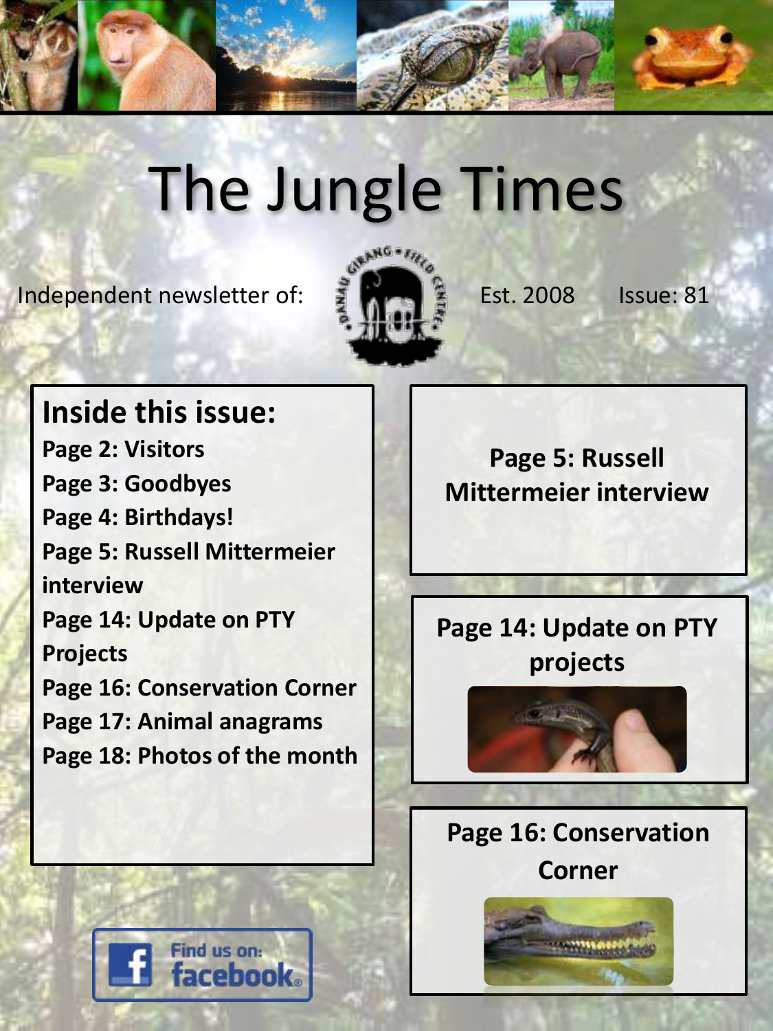# The Jungle Times

Independent newsletter of: DANAU GIRANG FIELD CENTRE Est. 2008 Issue: 81

## Inside this issue:

**Page 2: Visitors**
**Page 3: Goodbyes**
**Page 4: Birthdays!**
**Page 5: Russell Mittermeier interview**
**Page 14: Update on PTY Projects**
**Page 16: Conservation Corner**
**Page 17: Animal anagrams**
**Page 18: Photos of the month**

**Page 5: Russell Mittermeier interview**

**Page 14: Update on PTY projects**

**Page 16: Conservation Corner**

Find us on: facebook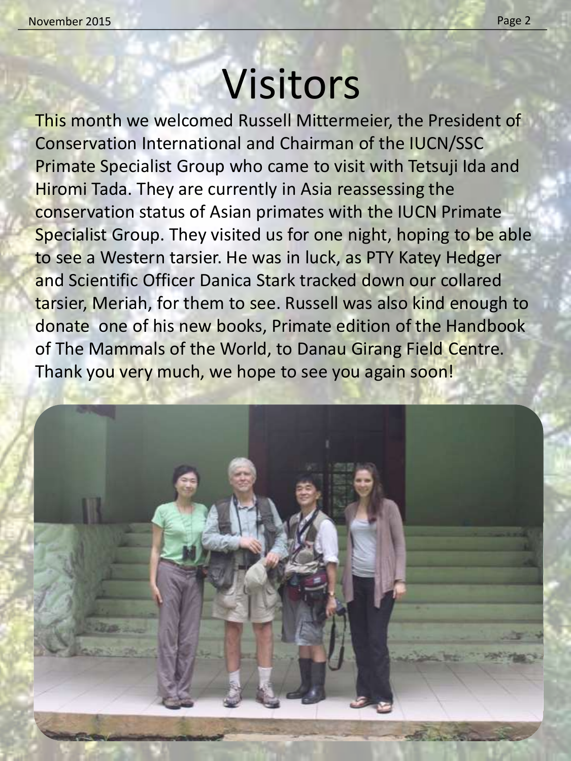# Visitors

This month we welcomed Russell Mittermeier, the President of Conservation International and Chairman of the IUCN/SSC Primate Specialist Group who came to visit with Tetsuji Ida and Hiromi Tada. They are currently in Asia reassessing the conservation status of Asian primates with the IUCN Primate Specialist Group. They visited us for one night, hoping to be able to see a Western tarsier. He was in luck, as PTY Katey Hedger and Scientific Officer Danica Stark tracked down our collared tarsier, Meriah, for them to see. Russell was also kind enough to donate one of his new books, Primate edition of the Handbook of The Mammals of the World, to Danau Girang Field Centre. Thank you very much, we hope to see you again soon!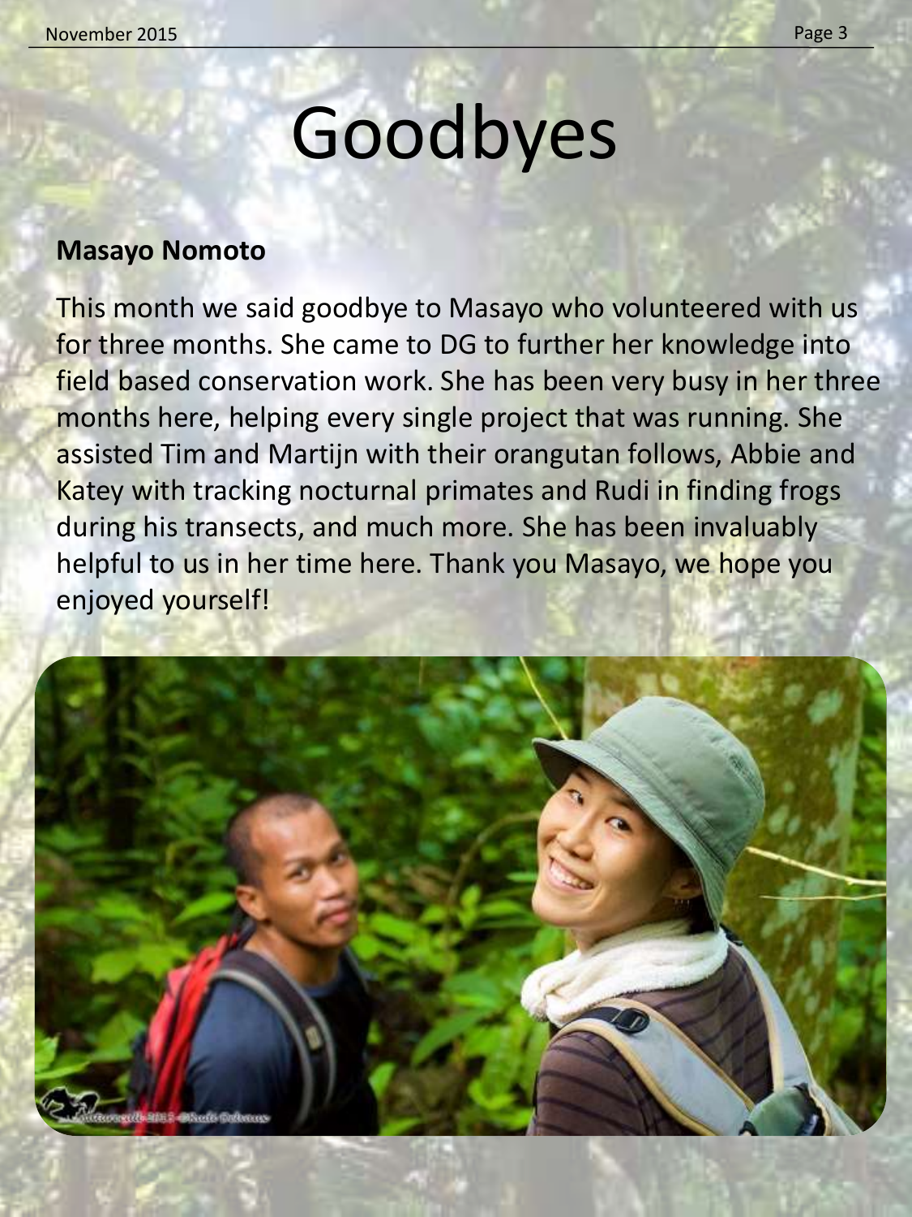# Goodbyes

**Masayo Nomoto**

This month we said goodbye to Masayo who volunteered with us for three months. She came to DG to further her knowledge into field based conservation work. She has been very busy in her three months here, helping every single project that was running. She assisted Tim and Martijn with their orangutan follows, Abbie and Katey with tracking nocturnal primates and Rudi in finding frogs during his transects, and much more. She has been invaluably helpful to us in her time here. Thank you Masayo, we hope you enjoyed yourself!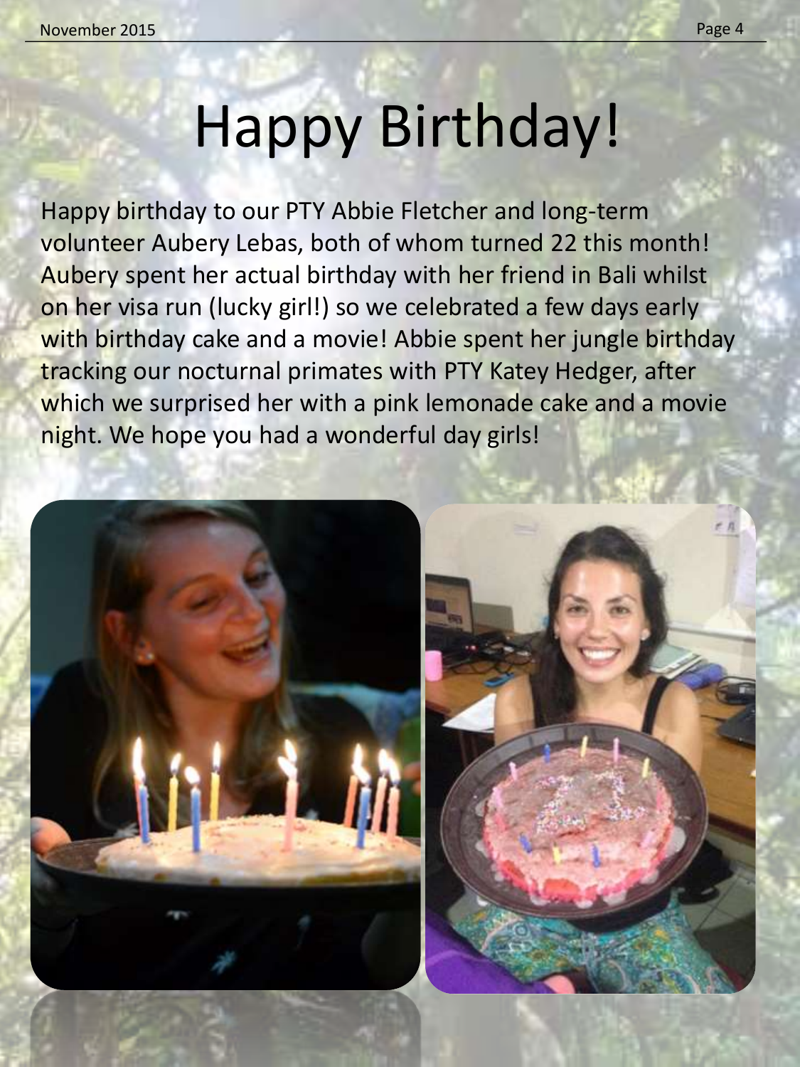# Happy Birthday!

Happy birthday to our PTY Abbie Fletcher and long-term volunteer Aubery Lebas, both of whom turned 22 this month! Aubery spent her actual birthday with her friend in Bali whilst on her visa run (lucky girl!) so we celebrated a few days early with birthday cake and a movie! Abbie spent her jungle birthday tracking our nocturnal primates with PTY Katey Hedger, after which we surprised her with a pink lemonade cake and a movie night. We hope you had a wonderful day girls!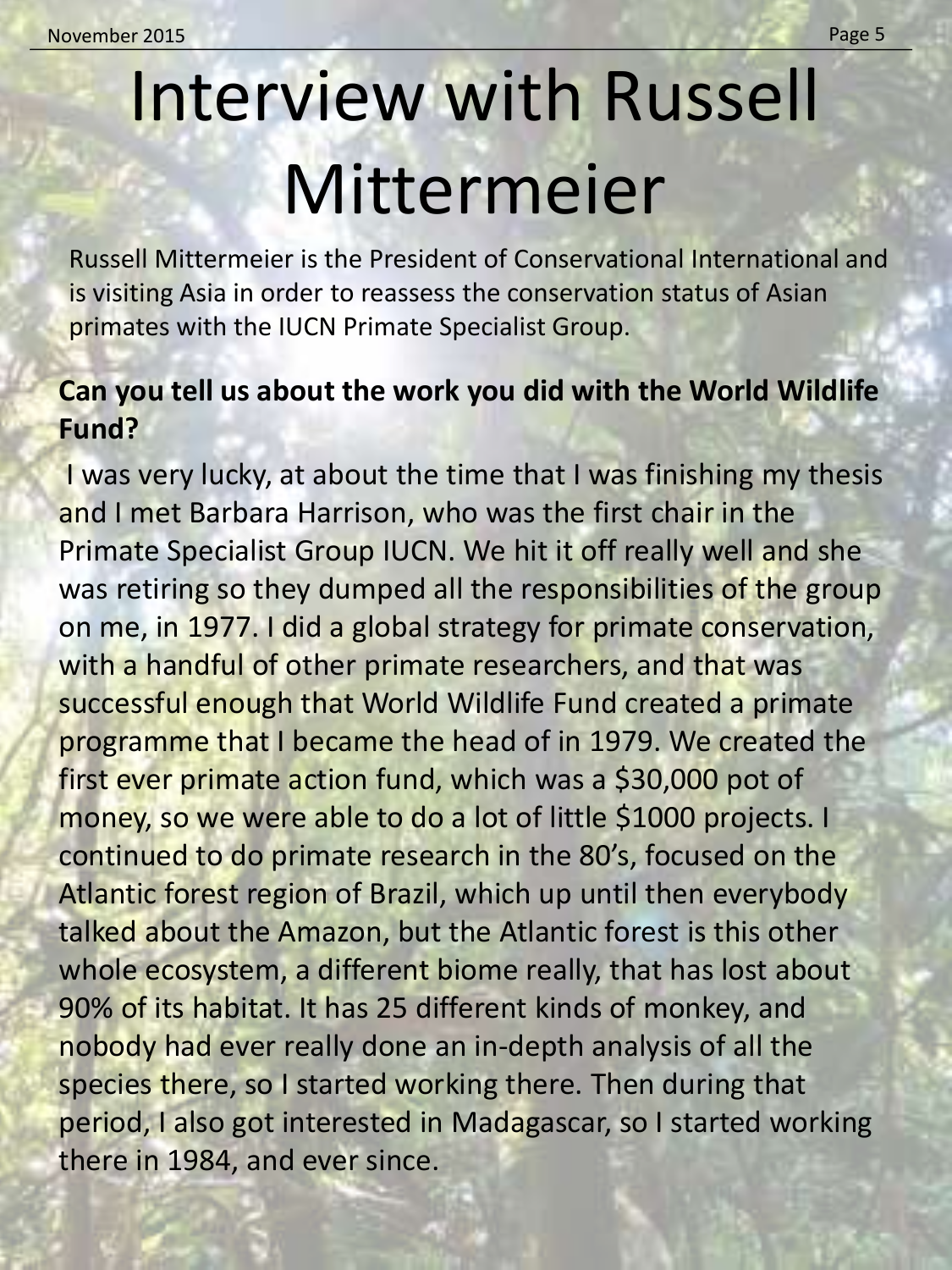# Interview with Russell Mittermeier

Russell Mittermeier is the President of Conservational International and is visiting Asia in order to reassess the conservation status of Asian primates with the IUCN Primate Specialist Group.

**Can you tell us about the work you did with the World Wildlife Fund?**

I was very lucky, at about the time that I was finishing my thesis and I met Barbara Harrison, who was the first chair in the Primate Specialist Group IUCN. We hit it off really well and she was retiring so they dumped all the responsibilities of the group on me, in 1977. I did a global strategy for primate conservation, with a handful of other primate researchers, and that was successful enough that World Wildlife Fund created a primate programme that I became the head of in 1979. We created the first ever primate action fund, which was a $30,000 pot of money, so we were able to do a lot of little $1000 projects. I continued to do primate research in the 80's, focused on the Atlantic forest region of Brazil, which up until then everybody talked about the Amazon, but the Atlantic forest is this other whole ecosystem, a different biome really, that has lost about 90% of its habitat. It has 25 different kinds of monkey, and nobody had ever really done an in-depth analysis of all the species there, so I started working there. Then during that period, I also got interested in Madagascar, so I started working there in 1984, and ever since.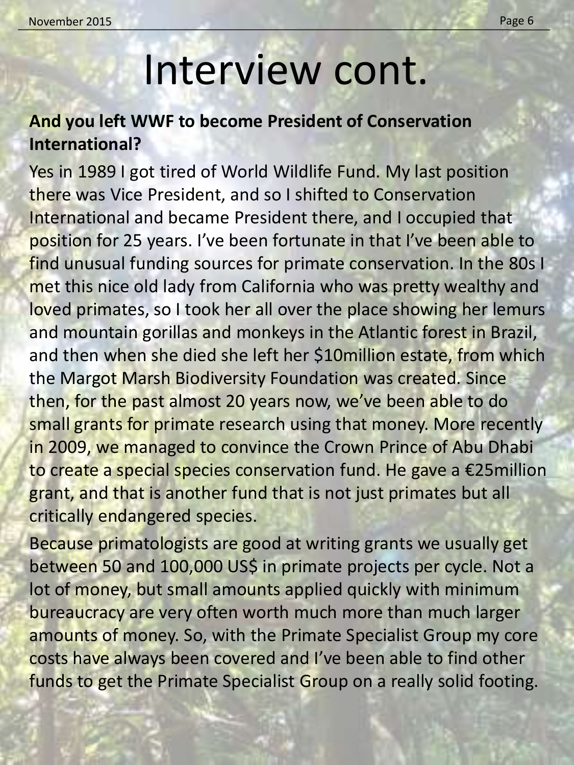# Interview cont.

**And you left WWF to become President of Conservation International?**

Yes in 1989 I got tired of World Wildlife Fund. My last position there was Vice President, and so I shifted to Conservation International and became President there, and I occupied that position for 25 years. I've been fortunate in that I've been able to find unusual funding sources for primate conservation. In the 80s I met this nice old lady from California who was pretty wealthy and loved primates, so I took her all over the place showing her lemurs and mountain gorillas and monkeys in the Atlantic forest in Brazil, and then when she died she left her $10million estate, from which the Margot Marsh Biodiversity Foundation was created. Since then, for the past almost 20 years now, we've been able to do small grants for primate research using that money. More recently in 2009, we managed to convince the Crown Prince of Abu Dhabi to create a special species conservation fund. He gave a €25million grant, and that is another fund that is not just primates but all critically endangered species.

Because primatologists are good at writing grants we usually get between 50 and 100,000 US$ in primate projects per cycle. Not a lot of money, but small amounts applied quickly with minimum bureaucracy are very often worth much more than much larger amounts of money. So, with the Primate Specialist Group my core costs have always been covered and I've been able to find other funds to get the Primate Specialist Group on a really solid footing.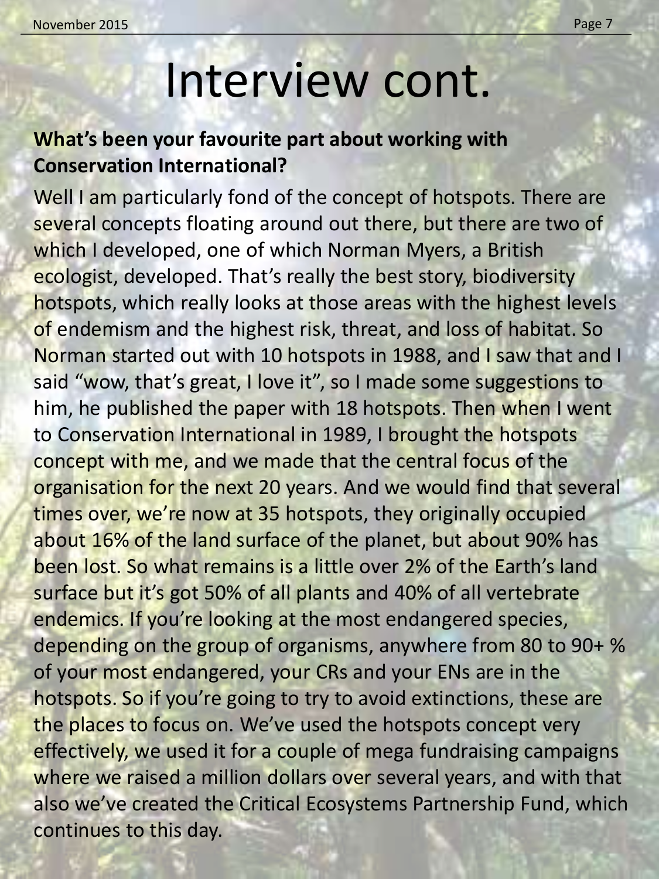# Interview cont.

**What's been your favourite part about working with Conservation International?**

Well I am particularly fond of the concept of hotspots. There are several concepts floating around out there, but there are two of which I developed, one of which Norman Myers, a British ecologist, developed. That's really the best story, biodiversity hotspots, which really looks at those areas with the highest levels of endemism and the highest risk, threat, and loss of habitat. So Norman started out with 10 hotspots in 1988, and I saw that and I said "wow, that's great, I love it", so I made some suggestions to him, he published the paper with 18 hotspots. Then when I went to Conservation International in 1989, I brought the hotspots concept with me, and we made that the central focus of the organisation for the next 20 years. And we would find that several times over, we're now at 35 hotspots, they originally occupied about 16% of the land surface of the planet, but about 90% has been lost. So what remains is a little over 2% of the Earth's land surface but it's got 50% of all plants and 40% of all vertebrate endemics. If you're looking at the most endangered species, depending on the group of organisms, anywhere from 80 to 90+ % of your most endangered, your CRs and your ENs are in the hotspots. So if you're going to try to avoid extinctions, these are the places to focus on. We've used the hotspots concept very effectively, we used it for a couple of mega fundraising campaigns where we raised a million dollars over several years, and with that also we've created the Critical Ecosystems Partnership Fund, which continues to this day.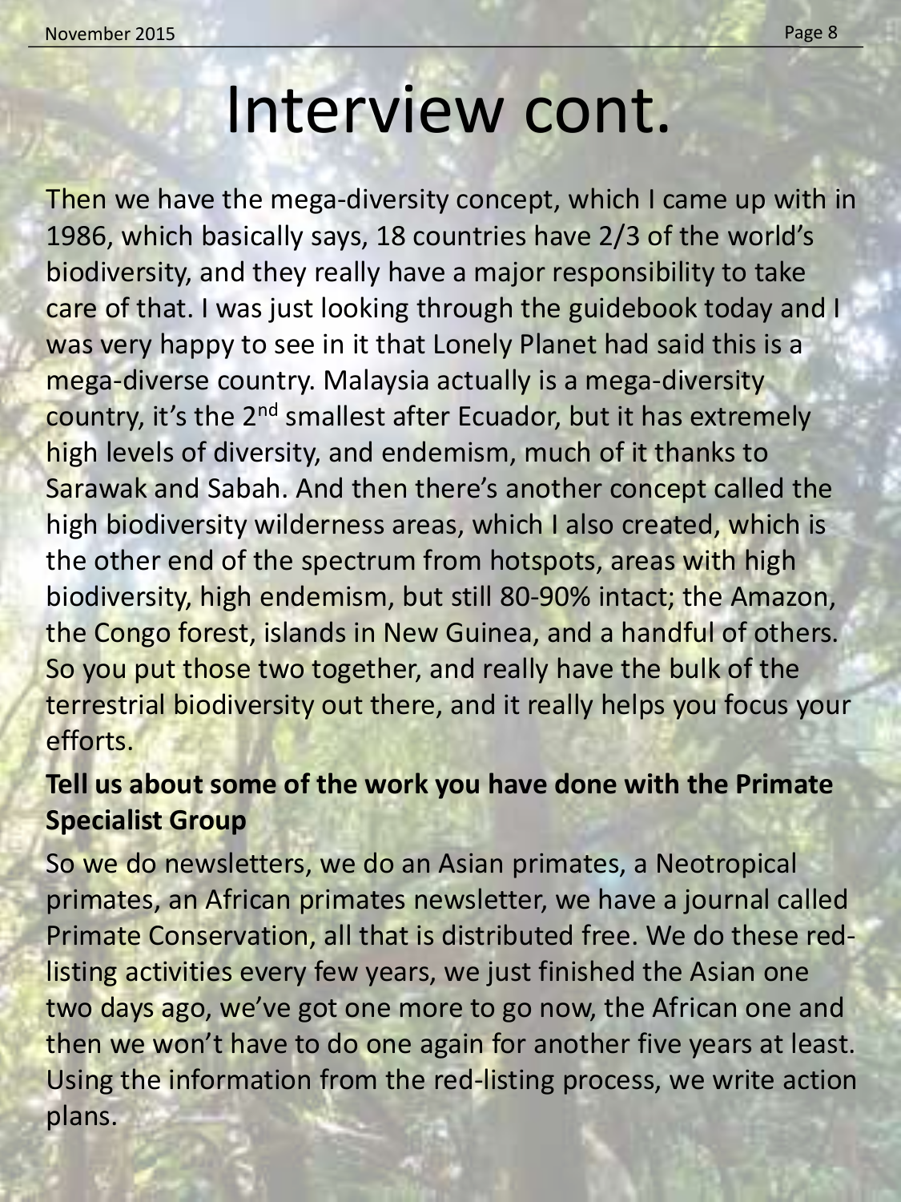# Interview cont.

Then we have the mega-diversity concept, which I came up with in 1986, which basically says, 18 countries have 2/3 of the world's biodiversity, and they really have a major responsibility to take care of that. I was just looking through the guidebook today and I was very happy to see in it that Lonely Planet had said this is a mega-diverse country. Malaysia actually is a mega-diversity country, it's the 2nd smallest after Ecuador, but it has extremely high levels of diversity, and endemism, much of it thanks to Sarawak and Sabah. And then there's another concept called the high biodiversity wilderness areas, which I also created, which is the other end of the spectrum from hotspots, areas with high biodiversity, high endemism, but still 80-90% intact; the Amazon, the Congo forest, islands in New Guinea, and a handful of others. So you put those two together, and really have the bulk of the terrestrial biodiversity out there, and it really helps you focus your efforts.

**Tell us about some of the work you have done with the Primate Specialist Group**

So we do newsletters, we do an Asian primates, a Neotropical primates, an African primates newsletter, we have a journal called Primate Conservation, all that is distributed free. We do these red-listing activities every few years, we just finished the Asian one two days ago, we've got one more to go now, the African one and then we won't have to do one again for another five years at least. Using the information from the red-listing process, we write action plans.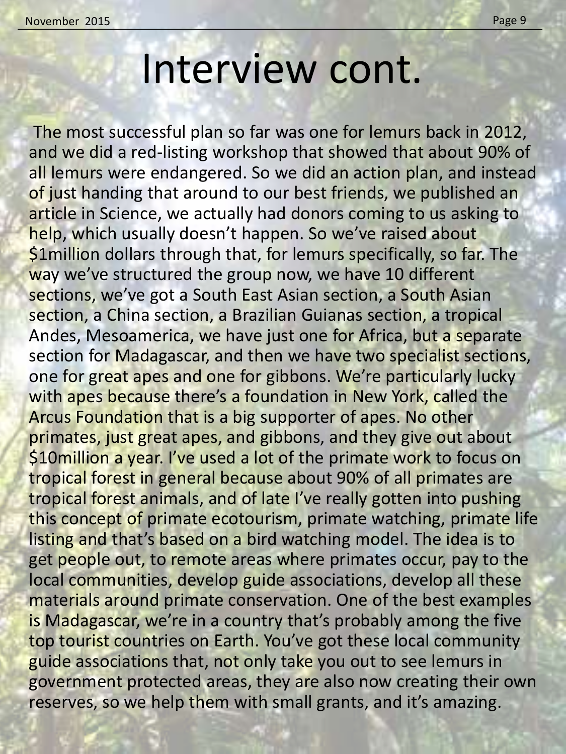# Interview cont.

The most successful plan so far was one for lemurs back in 2012, and we did a red-listing workshop that showed that about 90% of all lemurs were endangered. So we did an action plan, and instead of just handing that around to our best friends, we published an article in Science, we actually had donors coming to us asking to help, which usually doesn't happen. So we've raised about $1million dollars through that, for lemurs specifically, so far. The way we've structured the group now, we have 10 different sections, we've got a South East Asian section, a South Asian section, a China section, a Brazilian Guianas section, a tropical Andes, Mesoamerica, we have just one for Africa, but a separate section for Madagascar, and then we have two specialist sections, one for great apes and one for gibbons. We're particularly lucky with apes because there's a foundation in New York, called the Arcus Foundation that is a big supporter of apes. No other primates, just great apes, and gibbons, and they give out about $10million a year. I've used a lot of the primate work to focus on tropical forest in general because about 90% of all primates are tropical forest animals, and of late I've really gotten into pushing this concept of primate ecotourism, primate watching, primate life listing and that's based on a bird watching model. The idea is to get people out, to remote areas where primates occur, pay to the local communities, develop guide associations, develop all these materials around primate conservation. One of the best examples is Madagascar, we're in a country that's probably among the five top tourist countries on Earth. You've got these local community guide associations that, not only take you out to see lemurs in government protected areas, they are also now creating their own reserves, so we help them with small grants, and it's amazing.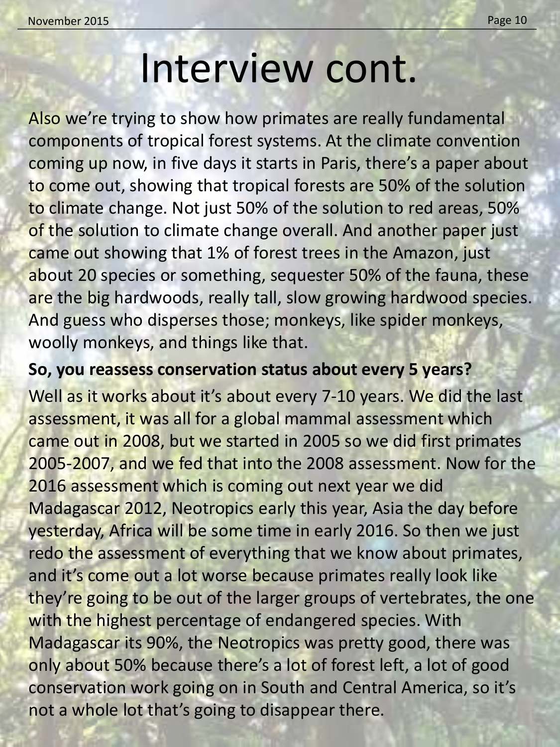# Interview cont.

Also we're trying to show how primates are really fundamental components of tropical forest systems. At the climate convention coming up now, in five days it starts in Paris, there's a paper about to come out, showing that tropical forests are 50% of the solution to climate change. Not just 50% of the solution to red areas, 50% of the solution to climate change overall. And another paper just came out showing that 1% of forest trees in the Amazon, just about 20 species or something, sequester 50% of the fauna, these are the big hardwoods, really tall, slow growing hardwood species. And guess who disperses those; monkeys, like spider monkeys, woolly monkeys, and things like that.

**So, you reassess conservation status about every 5 years?**

Well as it works about it's about every 7-10 years. We did the last assessment, it was all for a global mammal assessment which came out in 2008, but we started in 2005 so we did first primates 2005-2007, and we fed that into the 2008 assessment. Now for the 2016 assessment which is coming out next year we did Madagascar 2012, Neotropics early this year, Asia the day before yesterday, Africa will be some time in early 2016. So then we just redo the assessment of everything that we know about primates, and it's come out a lot worse because primates really look like they're going to be out of the larger groups of vertebrates, the one with the highest percentage of endangered species. With Madagascar its 90%, the Neotropics was pretty good, there was only about 50% because there's a lot of forest left, a lot of good conservation work going on in South and Central America, so it's not a whole lot that's going to disappear there.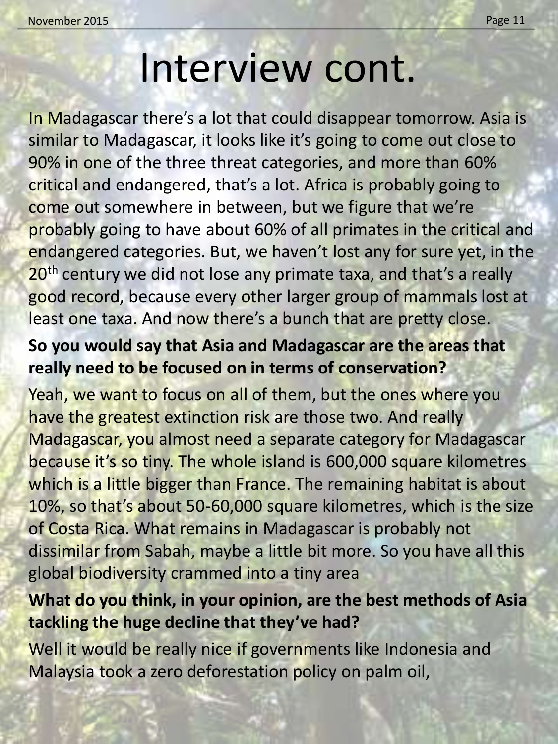# Interview cont.

In Madagascar there's a lot that could disappear tomorrow. Asia is similar to Madagascar, it looks like it's going to come out close to 90% in one of the three threat categories, and more than 60% critical and endangered, that's a lot. Africa is probably going to come out somewhere in between, but we figure that we're probably going to have about 60% of all primates in the critical and endangered categories. But, we haven't lost any for sure yet, in the 20th century we did not lose any primate taxa, and that's a really good record, because every other larger group of mammals lost at least one taxa. And now there's a bunch that are pretty close.

**So you would say that Asia and Madagascar are the areas that really need to be focused on in terms of conservation?**

Yeah, we want to focus on all of them, but the ones where you have the greatest extinction risk are those two. And really Madagascar, you almost need a separate category for Madagascar because it's so tiny. The whole island is 600,000 square kilometres which is a little bigger than France. The remaining habitat is about 10%, so that's about 50-60,000 square kilometres, which is the size of Costa Rica. What remains in Madagascar is probably not dissimilar from Sabah, maybe a little bit more. So you have all this global biodiversity crammed into a tiny area

**What do you think, in your opinion, are the best methods of Asia tackling the huge decline that they've had?**

Well it would be really nice if governments like Indonesia and Malaysia took a zero deforestation policy on palm oil,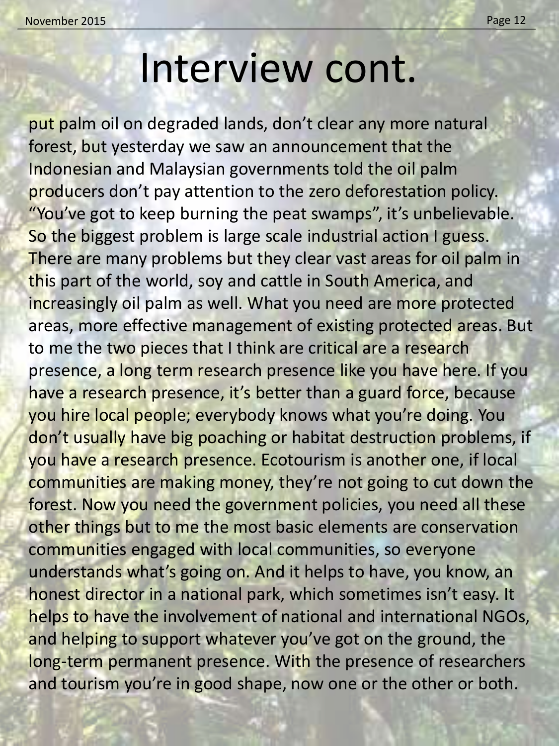# Interview cont.

put palm oil on degraded lands, don't clear any more natural forest, but yesterday we saw an announcement that the Indonesian and Malaysian governments told the oil palm producers don't pay attention to the zero deforestation policy. "You've got to keep burning the peat swamps", it's unbelievable. So the biggest problem is large scale industrial action I guess. There are many problems but they clear vast areas for oil palm in this part of the world, soy and cattle in South America, and increasingly oil palm as well. What you need are more protected areas, more effective management of existing protected areas. But to me the two pieces that I think are critical are a research presence, a long term research presence like you have here. If you have a research presence, it's better than a guard force, because you hire local people; everybody knows what you're doing. You don't usually have big poaching or habitat destruction problems, if you have a research presence. Ecotourism is another one, if local communities are making money, they're not going to cut down the forest. Now you need the government policies, you need all these other things but to me the most basic elements are conservation communities engaged with local communities, so everyone understands what's going on. And it helps to have, you know, an honest director in a national park, which sometimes isn't easy. It helps to have the involvement of national and international NGOs, and helping to support whatever you've got on the ground, the long-term permanent presence. With the presence of researchers and tourism you're in good shape, now one or the other or both.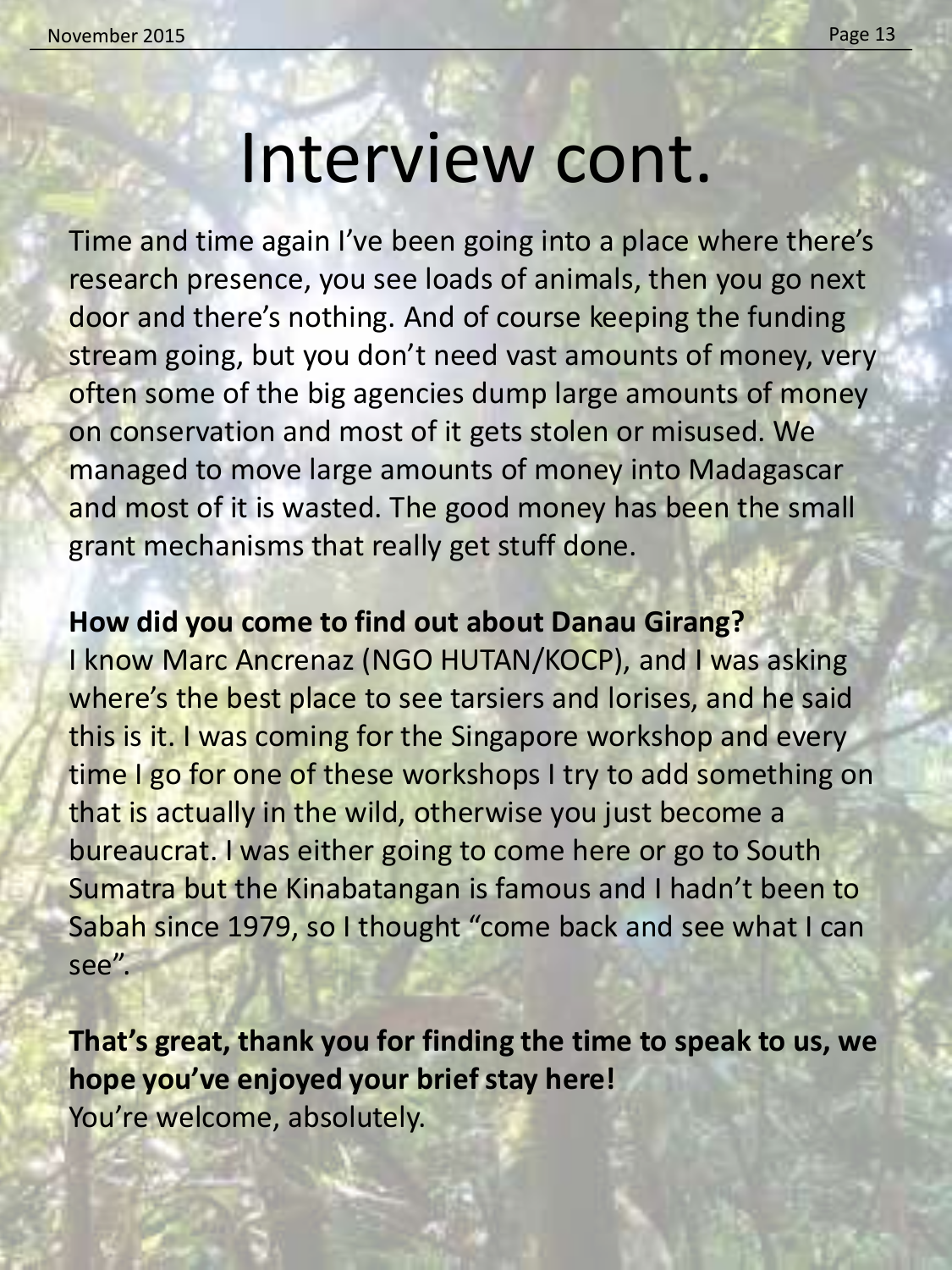# Interview cont.

Time and time again I've been going into a place where there's research presence, you see loads of animals, then you go next door and there's nothing. And of course keeping the funding stream going, but you don't need vast amounts of money, very often some of the big agencies dump large amounts of money on conservation and most of it gets stolen or misused. We managed to move large amounts of money into Madagascar and most of it is wasted. The good money has been the small grant mechanisms that really get stuff done.

**How did you come to find out about Danau Girang?**

I know Marc Ancrenaz (NGO HUTAN/KOCP), and I was asking where's the best place to see tarsiers and lorises, and he said this is it. I was coming for the Singapore workshop and every time I go for one of these workshops I try to add something on that is actually in the wild, otherwise you just become a bureaucrat. I was either going to come here or go to South Sumatra but the Kinabatangan is famous and I hadn't been to Sabah since 1979, so I thought "come back and see what I can see".

**That's great, thank you for finding the time to speak to us, we hope you've enjoyed your brief stay here!**

You're welcome, absolutely.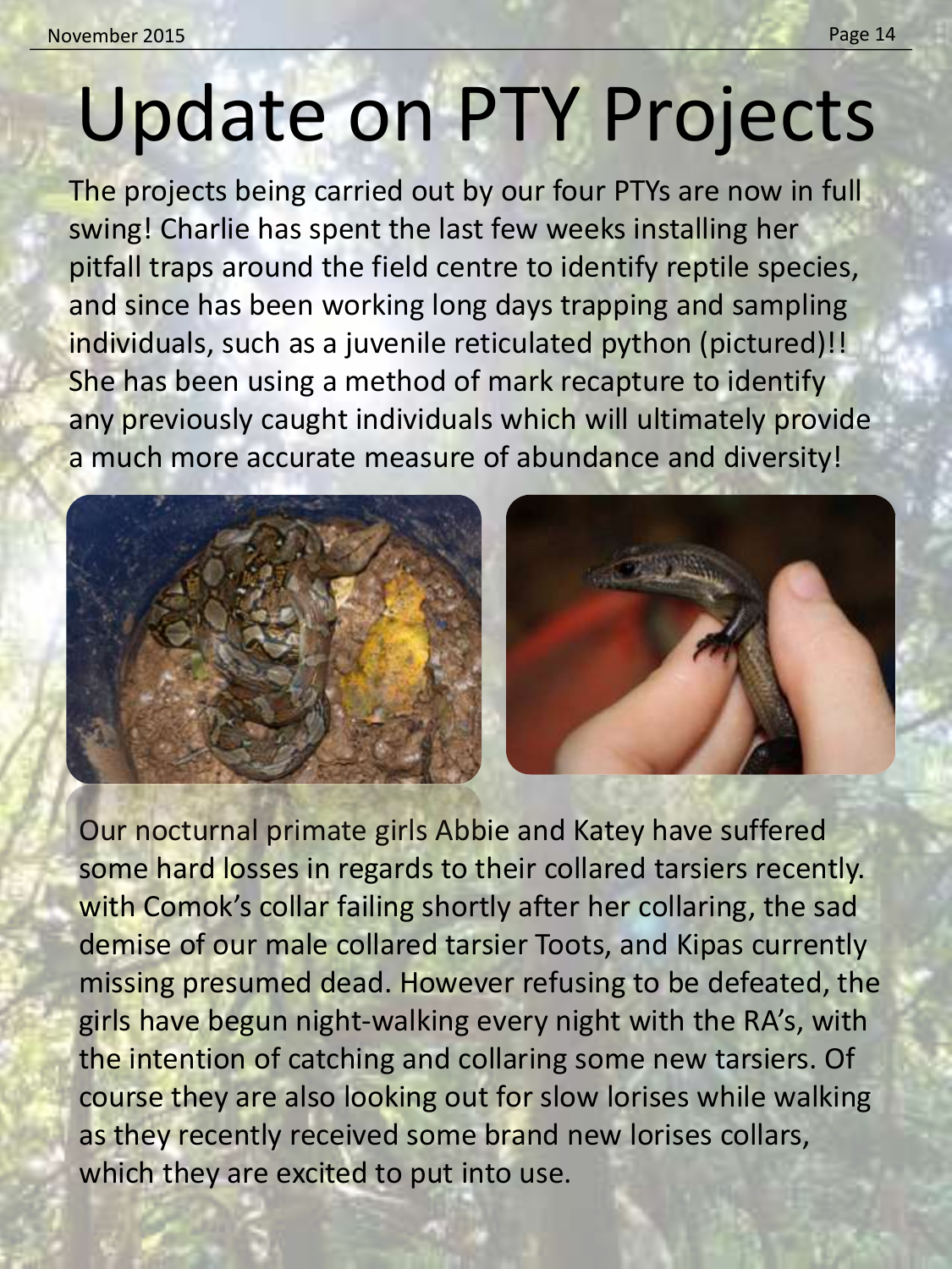# Update on PTY Projects

The projects being carried out by our four PTYs are now in full swing! Charlie has spent the last few weeks installing her pitfall traps around the field centre to identify reptile species, and since has been working long days trapping and sampling individuals, such as a juvenile reticulated python (pictured)!! She has been using a method of mark recapture to identify any previously caught individuals which will ultimately provide a much more accurate measure of abundance and diversity!

Our nocturnal primate girls Abbie and Katey have suffered some hard losses in regards to their collared tarsiers recently. with Comok's collar failing shortly after her collaring, the sad demise of our male collared tarsier Toots, and Kipas currently missing presumed dead. However refusing to be defeated, the girls have begun night-walking every night with the RA's, with the intention of catching and collaring some new tarsiers. Of course they are also looking out for slow lorises while walking as they recently received some brand new lorises collars, which they are excited to put into use.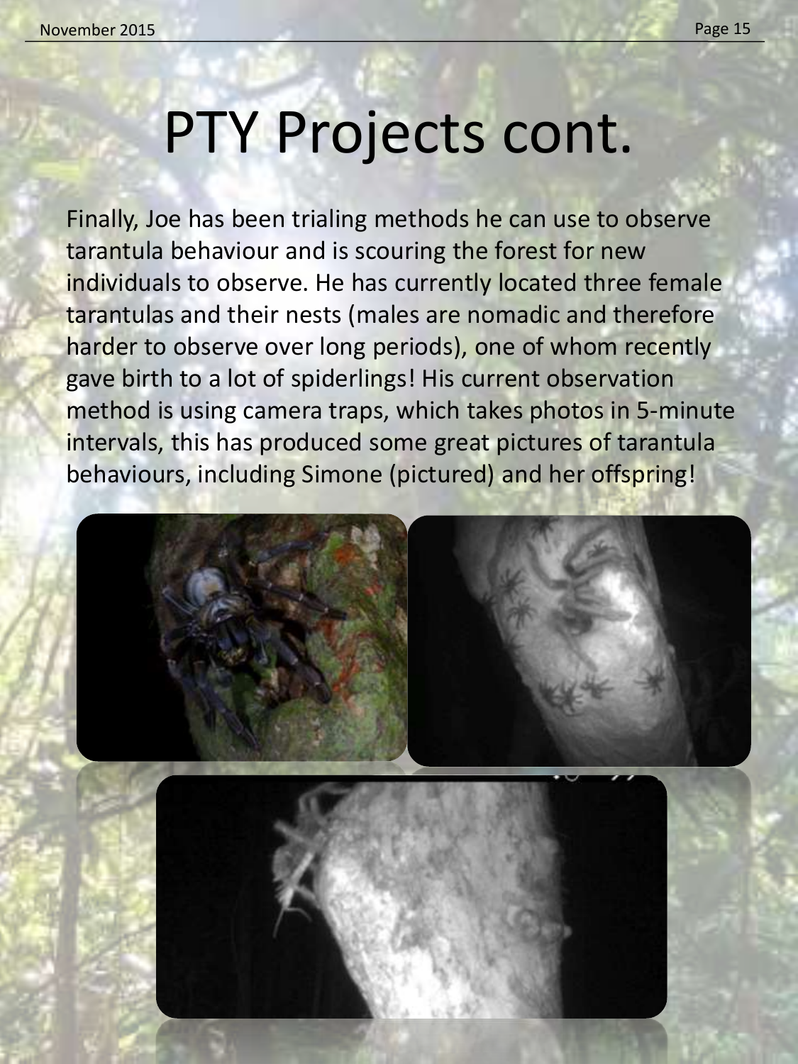# PTY Projects cont.

Finally, Joe has been trialing methods he can use to observe tarantula behaviour and is scouring the forest for new individuals to observe. He has currently located three female tarantulas and their nests (males are nomadic and therefore harder to observe over long periods), one of whom recently gave birth to a lot of spiderlings! His current observation method is using camera traps, which takes photos in 5-minute intervals, this has produced some great pictures of tarantula behaviours, including Simone (pictured) and her offspring!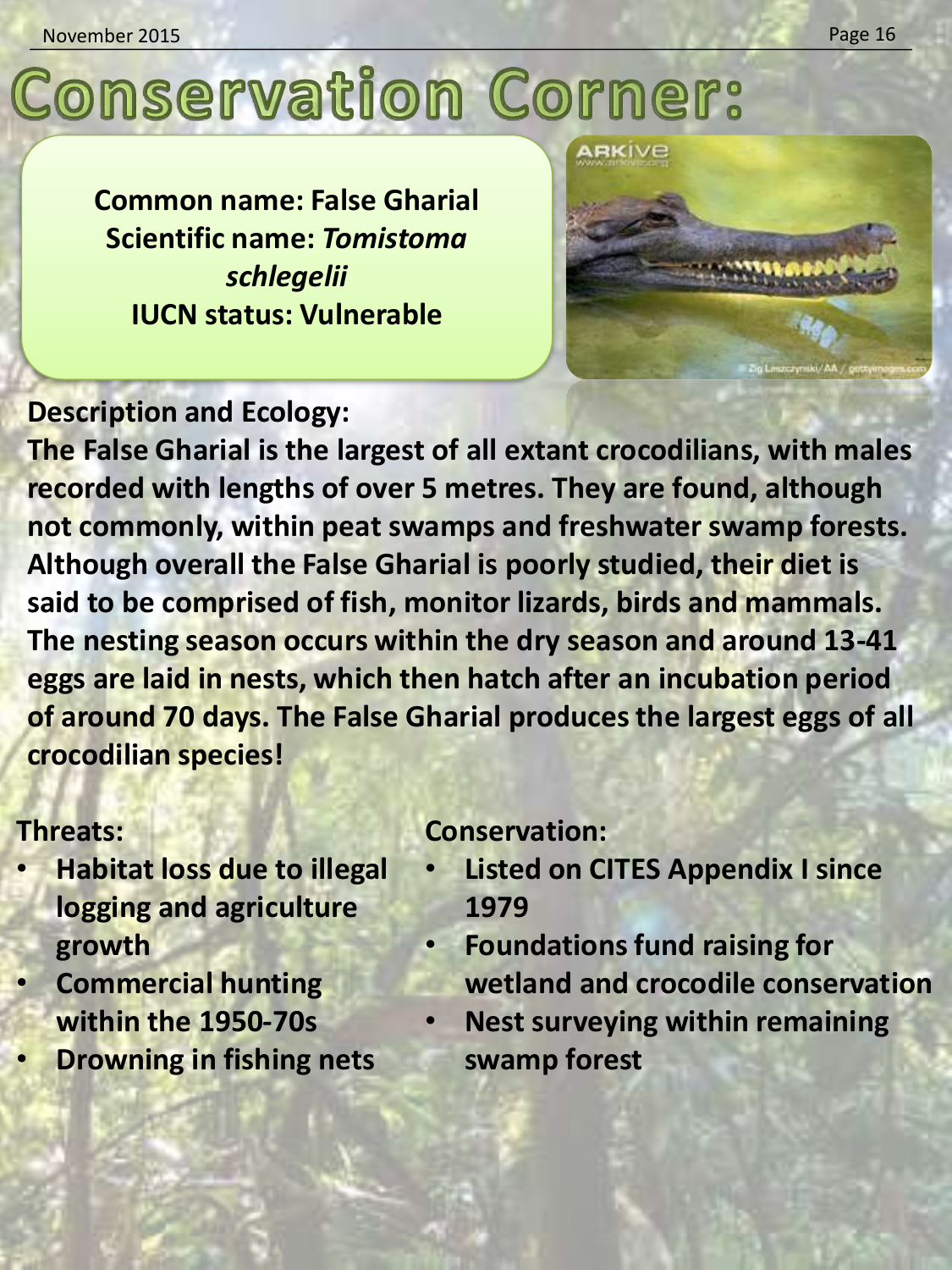# Conservation Corner:

**Common name: False Gharial**
**Scientific name: *Tomistoma schlegelii***
**IUCN status: Vulnerable**

**Description and Ecology:**

**The False Gharial is the largest of all extant crocodilians, with males recorded with lengths of over 5 metres. They are found, although not commonly, within peat swamps and freshwater swamp forests. Although overall the False Gharial is poorly studied, their diet is said to be comprised of fish, monitor lizards, birds and mammals. The nesting season occurs within the dry season and around 13-41 eggs are laid in nests, which then hatch after an incubation period of around 70 days. The False Gharial produces the largest eggs of all crocodilian species!**

**Threats:**

- **Habitat loss due to illegal logging and agriculture growth**
- **Commercial hunting within the 1950-70s**
- **Drowning in fishing nets**

**Conservation:**

- **Listed on CITES Appendix I since 1979**
- **Foundations fund raising for wetland and crocodile conservation**
- **Nest surveying within remaining swamp forest**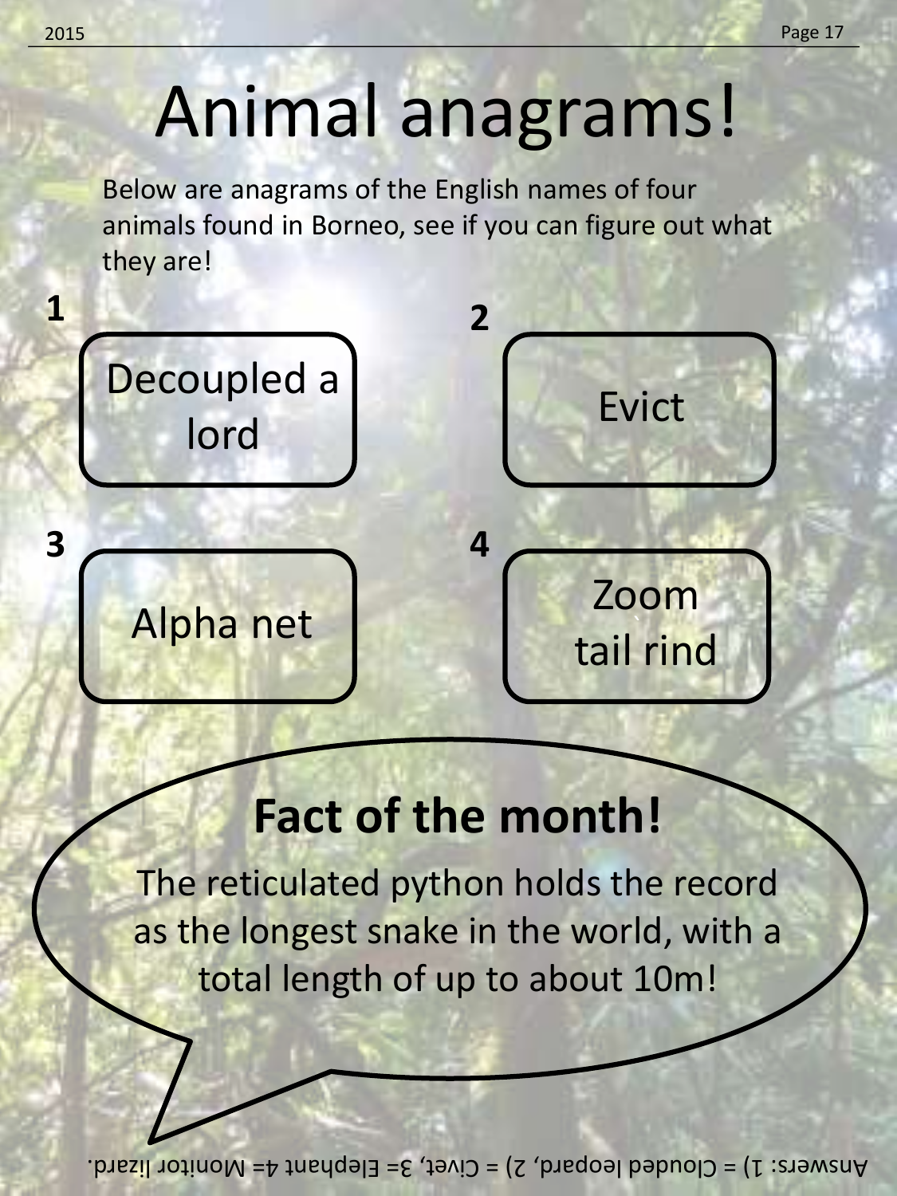# Animal anagrams!

Below are anagrams of the English names of four animals found in Borneo, see if you can figure out what they are!

**1**

Decoupled a lord

**2**

Evict

**3**

Alpha net

**4**

Zoom tail rind

## Fact of the month!

The reticulated python holds the record as the longest snake in the world, with a total length of up to about 10m!

Answers: 1) = Clouded leopard, 2) = Civet, 3= Elephant 4= Monitor lizard.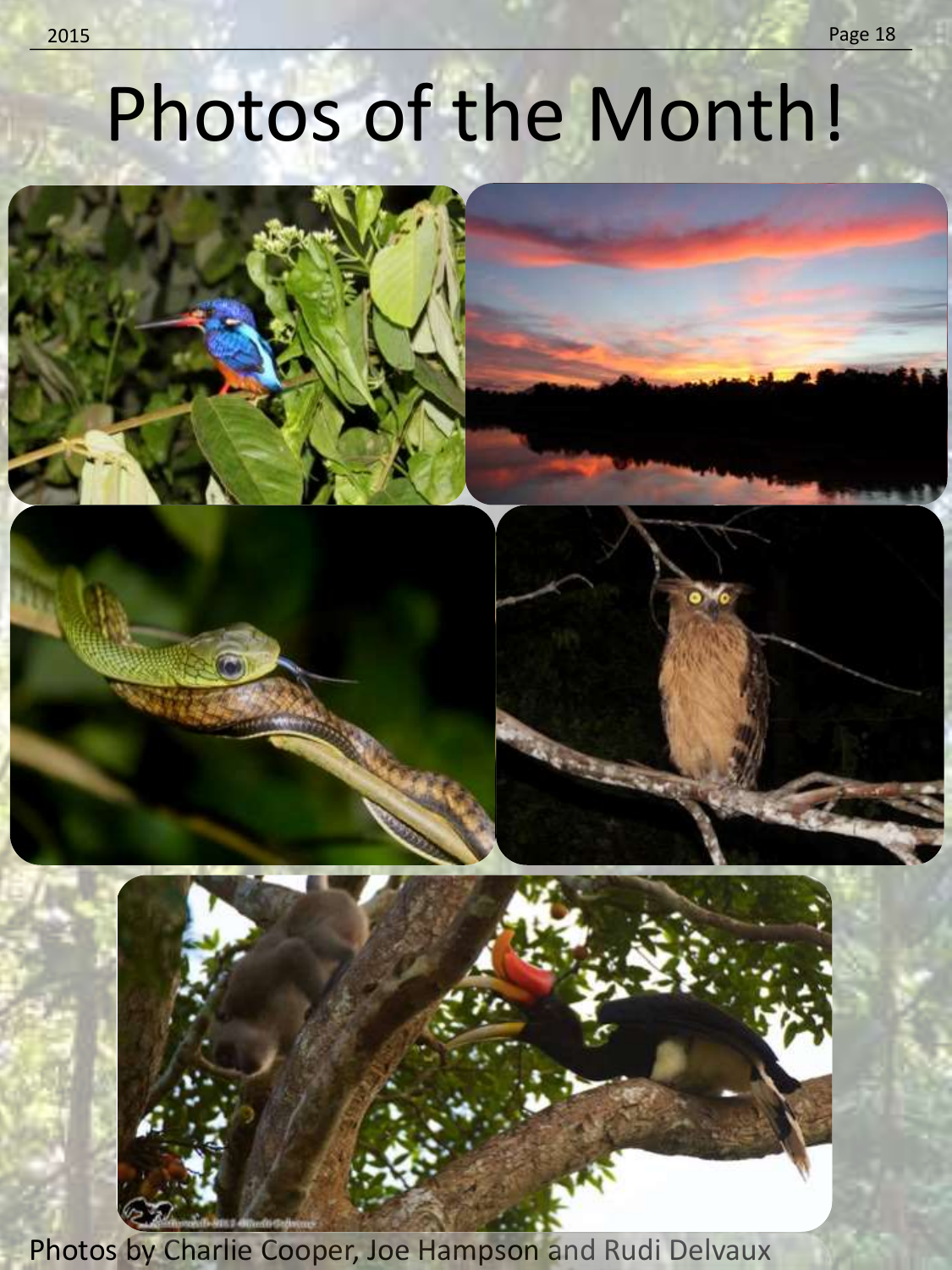# Photos of the Month!

Photos by Charlie Cooper, Joe Hampson and Rudi Delvaux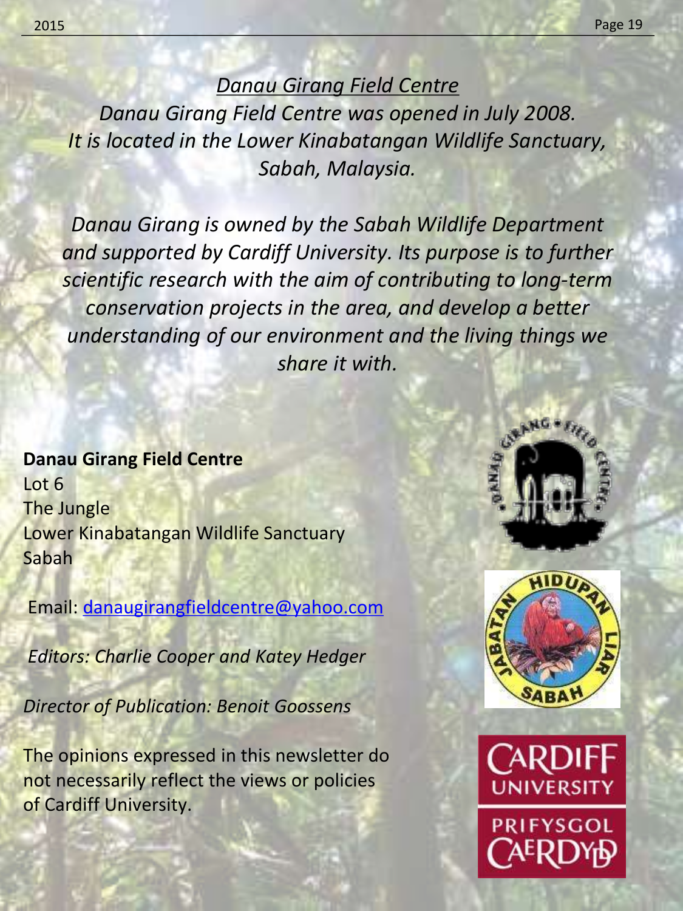## *Danau Girang Field Centre*

*Danau Girang Field Centre was opened in July 2008. It is located in the Lower Kinabatangan Wildlife Sanctuary, Sabah, Malaysia.*

*Danau Girang is owned by the Sabah Wildlife Department and supported by Cardiff University. Its purpose is to further scientific research with the aim of contributing to long-term conservation projects in the area, and develop a better understanding of our environment and the living things we share it with.*

**Danau Girang Field Centre**
Lot 6
The Jungle
Lower Kinabatangan Wildlife Sanctuary
Sabah

Email: danaugirangfieldcentre@yahoo.com

*Editors: Charlie Cooper and Katey Hedger*

*Director of Publication: Benoit Goossens*

The opinions expressed in this newsletter do not necessarily reflect the views or policies of Cardiff University.